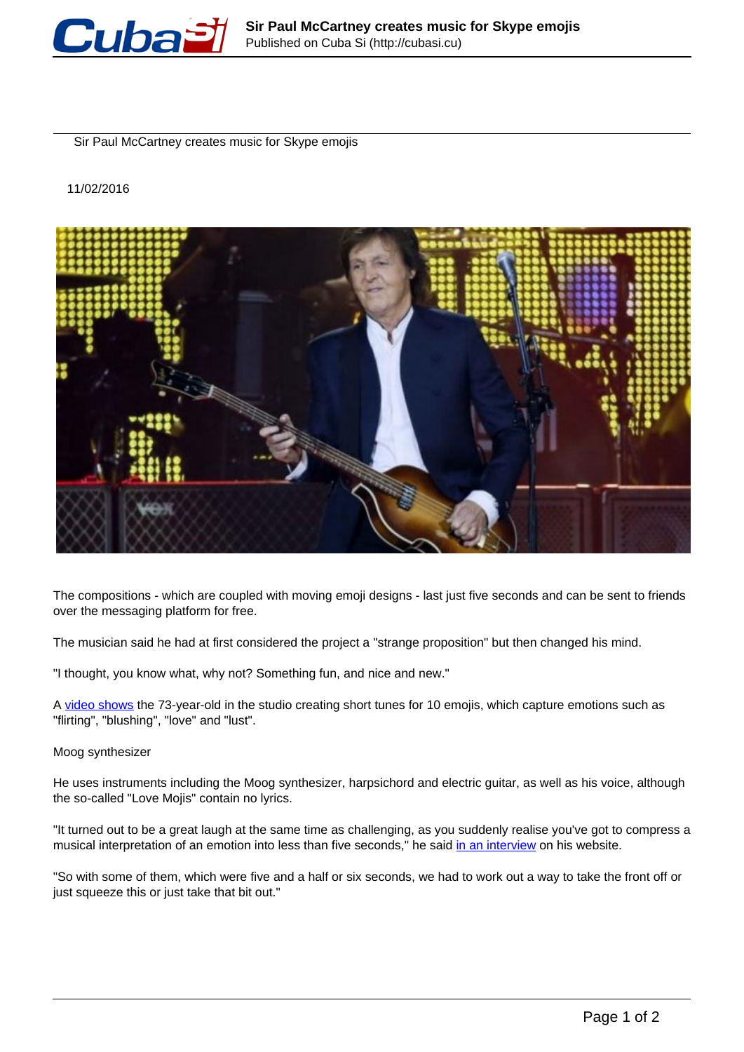# Sir Paul McCartney creates music for Skype emojis

11/02/2016

The compositions - which are coupled with moving emoji designs - last just five seconds and can be sent to friends over the messaging platform for free.

The musician said he had at first considered the project a "strange proposition" but then changed his mind.

"I thought, you know what, why not? Something fun, and nice and new."

A video shows the 73-year-old in the studio creating short tunes for 10 emojis, which capture emotions such as "flirting", "blushing", "love" and "lust".

## Moog synthesizer

He uses instruments including the Moog synthesizer, harpsichord and electric guitar, as well as his voice, although the so-called "Love Mojis" contain no lyrics.

"It turned out to be a great laugh at the same time as challenging, as you suddenly realise you've got to compress a musical interpretation of an emotion into less than five seconds," he said in an interview on his website.

"So with some of them, which were five and a half or six seconds, we had to work out a way to take the front off or just squeeze this or just take that bit out."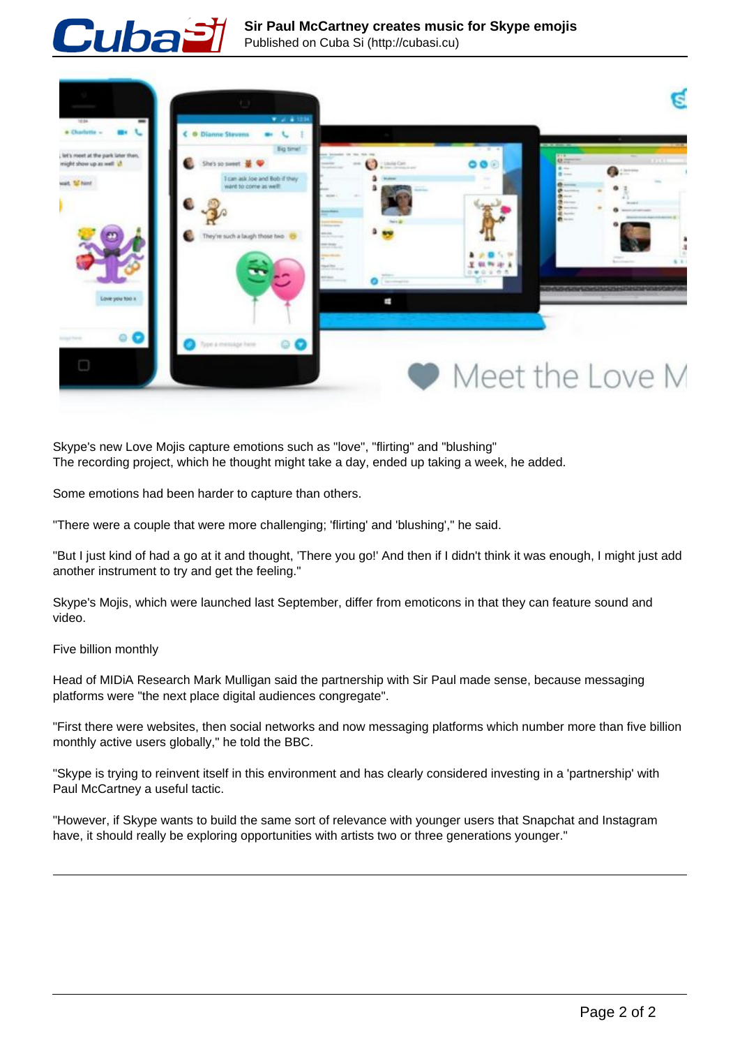Skype's new Love Mojis capture emotions such as "love", "flirting" and "blushing"
The recording project, which he thought might take a day, ended up taking a week, he added.

Some emotions had been harder to capture than others.

"There were a couple that were more challenging; 'flirting' and 'blushing'," he said.

"But I just kind of had a go at it and thought, 'There you go!' And then if I didn't think it was enough, I might just add another instrument to try and get the feeling."

Skype's Mojis, which were launched last September, differ from emoticons in that they can feature sound and video.

Five billion monthly

Head of MIDiA Research Mark Mulligan said the partnership with Sir Paul made sense, because messaging platforms were "the next place digital audiences congregate".

"First there were websites, then social networks and now messaging platforms which number more than five billion monthly active users globally," he told the BBC.

"Skype is trying to reinvent itself in this environment and has clearly considered investing in a 'partnership' with Paul McCartney a useful tactic.

"However, if Skype wants to build the same sort of relevance with younger users that Snapchat and Instagram have, it should really be exploring opportunities with artists two or three generations younger."